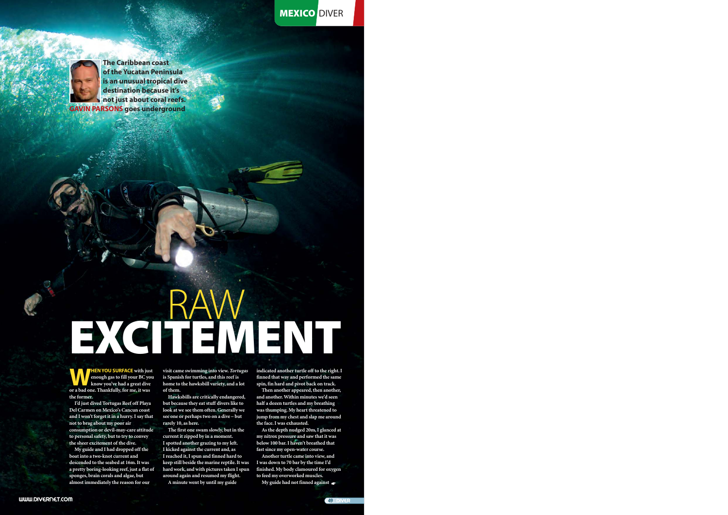# RAW EXCITEMENT

**The Caribbean coast of the Yucatan Peninsula is an unusual tropical dive destination because it's not just about coral reefs. GAVIN PARSONS goes underground**

**WHEN YOU SURFACE** with just enough gas to fill your BC you know you've had a great dive or a bad one. Thankfully, for me, it was the former.

I'd just dived Tortugas Reef off Playa Del Carmen on Mexico's Cancun coast and I won't forget it in a hurry. I say that not to brag about my poor air consumption or devil-may-care attitude to personal safety, but to try to convey the sheer excitement of the dive.

My guide and I had dropped off the boat into a two-knot current and descended to the seabed at 16m. It was a pretty boring-looking reef, just a flat of sponges, brain corals and algae, but almost immediately the reason for our visit came swimming into view. *Tortugas* is Spanish for turtles, and this reef is home to the hawksbill variety, and a lot of them.

Hawksbills are critically endangered, but because they eat stuff divers like to look at we see them often. Generally we see one or perhaps two on a dive – but rarely 10, as here.

The first one swam slowly, but in the current it zipped by in a moment. I spotted another grazing to my left. I kicked against the current and, as I reached it, I spun and finned hard to keep still beside the marine reptile. It was hard work, and with pictures taken I spun around again and resumed my flight.

A minute went by until my guide indicated another turtle off to the right. I finned that way and performed the same spin, fin hard and pivot back on track.

Then another appeared, then another, and another. Within minutes we'd seen half a dozen turtles and my breathing was thumping. My heart threatened to jump from my chest and slap me around the face. I was exhausted.

As the depth nudged 20m, I glanced at my nitrox pressure and saw that it was below 100 bar. I haven't breathed that fast since my open-water course.

Another turtle came into view, and I was down to 70 bar by the time I'd finished. My body clamoured for oxygen to feed my overworked muscles.

My guide had not finned against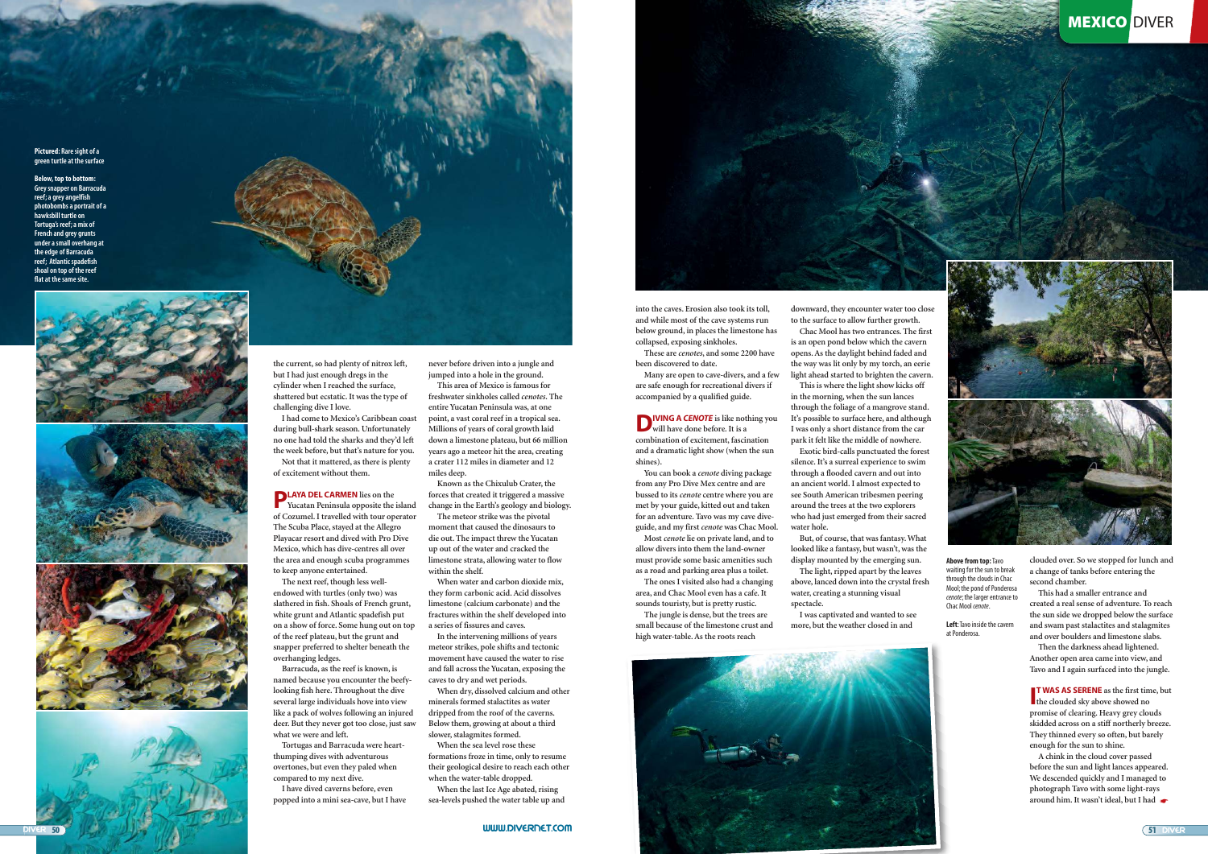**Pictured:** Rare sight of a green turtle at the surface

**Below, top to bottom:** Grey snapper on Barracuda reef; a grey angelfish photobombs a portrait of a hawksbill turtle on Tortuga's reef; a mix of French and grey grunts under a small overhang at the edge of Barracuda reef; Atlantic spadefish shoal on top of the reef flat at the same site.

the current, so had plenty of nitrox left, but I had just enough dregs in the cylinder when I reached the surface, shattered but ecstatic. It was the type of challenging dive I love.

I had come to Mexico's Caribbean coast during bull-shark season. Unfortunately no one had told the sharks and they'd left the week before, but that's nature for you.

Not that it mattered, as there is plenty of excitement without them.

**PLAYA DEL CARMEN** lies on the Yucatan Peninsula opposite the island of Cozumel. I travelled with tour operator The Scuba Place, stayed at the Allegro Playacar resort and dived with Pro Dive Mexico, which has dive-centres all over the area and enough scuba programmes to keep anyone entertained.

The next reef, though less well-endowed with turtles (only two) was slathered in fish. Shoals of French grunt, white grunt and Atlantic spadefish put on a show of force. Some hung out on top of the reef plateau, but the grunt and snapper preferred to shelter beneath the overhanging ledges.

Barracuda, as the reef is known, is named because you encounter the beefy-looking fish here. Throughout the dive several large individuals hove into view like a pack of wolves following an injured deer. But they never got too close, just saw what we were and left.

Tortugas and Barracuda were heart-thumping dives with adventurous overtones, but even they paled when compared to my next dive.

I have dived caverns before, even popped into a mini sea-cave, but I have never before driven into a jungle and jumped into a hole in the ground.

This area of Mexico is famous for freshwater sinkholes called *cenotes*. The entire Yucatan Peninsula was, at one point, a vast coral reef in a tropical sea. Millions of years of coral growth laid down a limestone plateau, but 66 million years ago a meteor hit the area, creating a crater 112 miles in diameter and 12 miles deep.

Known as the Chixulub Crater, the forces that created it triggered a massive change in the Earth's geology and biology.

The meteor strike was the pivotal moment that caused the dinosaurs to die out. The impact threw the Yucatan up out of the water and cracked the limestone strata, allowing water to flow within the shelf.

When water and carbon dioxide mix, they form carbonic acid. Acid dissolves limestone (calcium carbonate) and the fractures within the shelf developed into a series of fissures and caves.

In the intervening millions of years meteor strikes, pole shifts and tectonic movement have caused the water to rise and fall across the Yucatan, exposing the caves to dry and wet periods.

When dry, dissolved calcium and other minerals formed stalactites as water dripped from the roof of the caverns. Below them, growing at about a third slower, stalagmites formed.

When the sea level rose these formations froze in time, only to resume their geological desire to reach each other when the water-table dropped.

When the last Ice Age abated, rising sea-levels pushed the water table up and into the caves. Erosion also took its toll, and while most of the cave systems run below ground, in places the limestone has collapsed, exposing sinkholes.

These are *cenotes*, and some 2200 have been discovered to date.

Many are open to cave-divers, and a few are safe enough for recreational divers if accompanied by a qualified guide.

**DIVING A *CENOTE*** is like nothing you will have done before. It is a combination of excitement, fascination and a dramatic light show (when the sun shines).

You can book a *cenote* diving package from any Pro Dive Mex centre and are bussed to its *cenote* centre where you are met by your guide, kitted out and taken for an adventure. Tavo was my cave dive-guide, and my first *cenote* was Chac Mool.

Most *cenote* lie on private land, and to allow divers into them the land-owner must provide some basic amenities such as a road and parking area plus a toilet.

The ones I visited also had a changing area, and Chac Mool even has a cafe. It sounds touristy, but is pretty rustic.

The jungle is dense, but the trees are small because of the limestone crust and high water-table. As the roots reach downward, they encounter water too close to the surface to allow further growth.

Chac Mool has two entrances. The first is an open pond below which the cavern opens. As the daylight behind faded and the way was lit only by my torch, an eerie light ahead started to brighten the cavern.

This is where the light show kicks off in the morning, when the sun lances through the foliage of a mangrove stand. It's possible to surface here, and although I was only a short distance from the car park it felt like the middle of nowhere.

Exotic bird-calls punctuated the forest silence. It's a surreal experience to swim through a flooded cavern and out into an ancient world. I almost expected to see South American tribesmen peering around the trees at the two explorers who had just emerged from their sacred water hole.

But, of course, that was fantasy. What looked like a fantasy, but wasn't, was the display mounted by the emerging sun.

The light, ripped apart by the leaves above, lanced down into the crystal fresh water, creating a stunning visual spectacle.

I was captivated and wanted to see more, but the weather closed in and clouded over. So we stopped for lunch and a change of tanks before entering the second chamber.

This had a smaller entrance and created a real sense of adventure. To reach the sun side we dropped below the surface and swam past stalactites and stalagmites and over boulders and limestone slabs.

Then the darkness ahead lightened. Another open area came into view, and Tavo and I again surfaced into the jungle.

**IT WAS AS SERENE** as the first time, but the clouded sky above showed no promise of clearing. Heavy grey clouds skidded across on a stiff northerly breeze. They thinned every so often, but barely enough for the sun to shine.

A chink in the cloud cover passed before the sun and light lances appeared. We descended quickly and I managed to photograph Tavo with some light-rays around him. It wasn't ideal, but I had

**Above from top:** Tavo waiting for the sun to break through the clouds in Chac Mool; the pond of Ponderosa *cenote*; the larger entrance to Chac Mool *cenote*.

**Left:** Tavo inside the cavern at Ponderosa.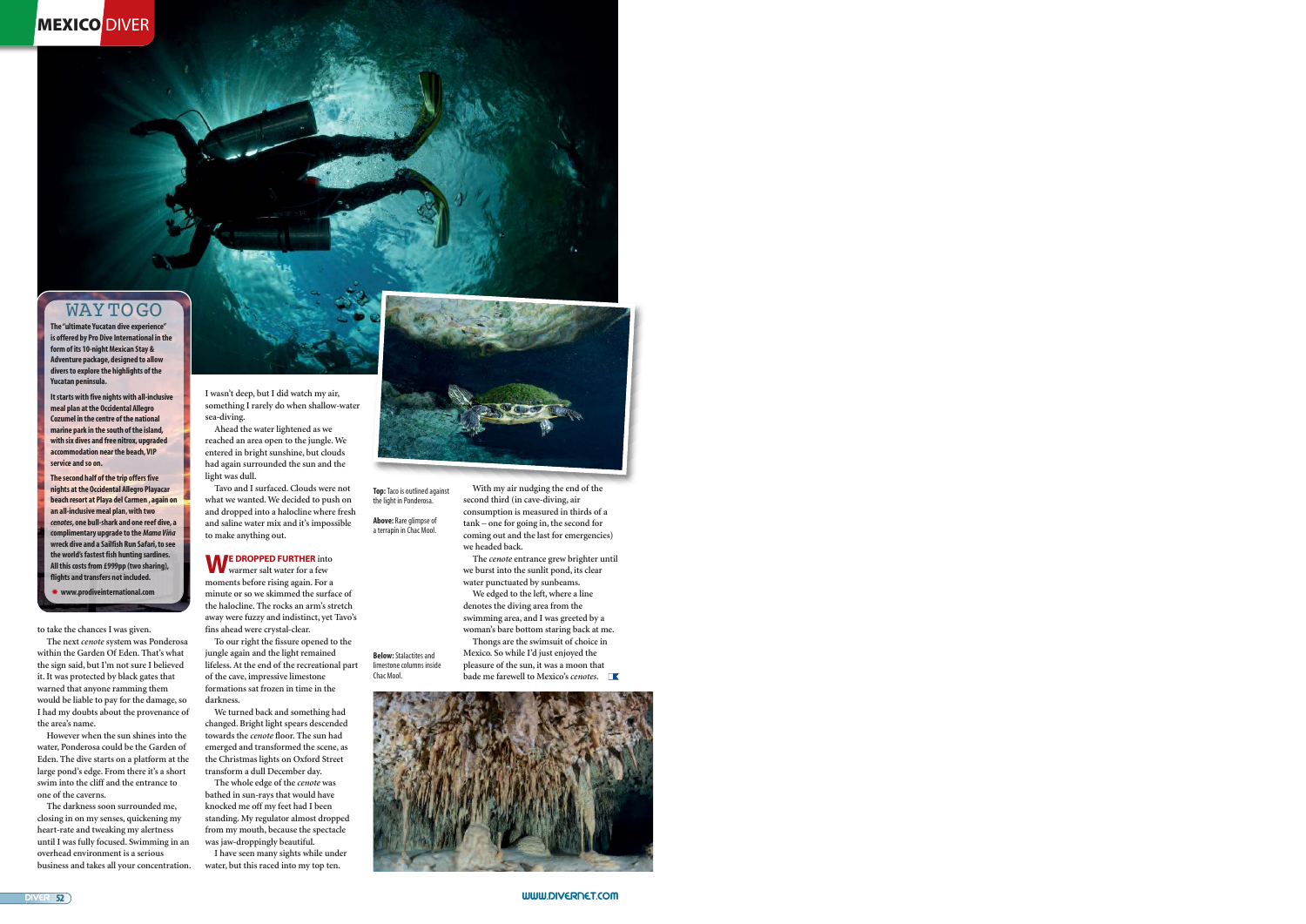## WAY TO GO

**The "ultimate Yucatan dive experience" is offered by Pro Dive International in the form of its 10-night Mexican Stay & Adventure package, designed to allow divers to explore the highlights of the Yucatan peninsula.**

**It starts with five nights with all-inclusive meal plan at the Occidental Allegro Cozumel in the centre of the national marine park in the south of the island, with six dives and free nitrox, upgraded accommodation near the beach, VIP service and so on.**

**The second half of the trip offers five nights at the Occidental Allegro Playacar beach resort at Playa del Carmen , again on an all-inclusive meal plan, with two *cenotes*, one bull-shark and one reef dive, a complimentary upgrade to the *Mama Viña* wreck dive and a Sailfish Run Safari, to see the world's fastest fish hunting sardines. All this costs from £999pp (two sharing), flights and transfers not included.**

**www.prodiveinternational.com**

to take the chances I was given.

The next *cenote* system was Ponderosa within the Garden Of Eden. That's what the sign said, but I'm not sure I believed it. It was protected by black gates that warned that anyone ramming them would be liable to pay for the damage, so I had my doubts about the provenance of the area's name.

However when the sun shines into the water, Ponderosa could be the Garden of Eden. The dive starts on a platform at the large pond's edge. From there it's a short swim into the cliff and the entrance to one of the caverns.

The darkness soon surrounded me, closing in on my senses, quickening my heart-rate and tweaking my alertness until I was fully focused. Swimming in an overhead environment is a serious business and takes all your concentration.

I wasn't deep, but I did watch my air, something I rarely do when shallow-water sea-diving.

Ahead the water lightened as we reached an area open to the jungle. We entered in bright sunshine, but clouds had again surrounded the sun and the light was dull.

Tavo and I surfaced. Clouds were not what we wanted. We decided to push on and dropped into a halocline where fresh and saline water mix and it's impossible to make anything out.

**WE DROPPED FURTHER** into warmer salt water for a few moments before rising again. For a minute or so we skimmed the surface of the halocline. The rocks an arm's stretch away were fuzzy and indistinct, yet Tavo's fins ahead were crystal-clear.

To our right the fissure opened to the jungle again and the light remained lifeless. At the end of the recreational part of the cave, impressive limestone formations sat frozen in time in the darkness.

We turned back and something had changed. Bright light spears descended towards the *cenote* floor. The sun had emerged and transformed the scene, as the Christmas lights on Oxford Street transform a dull December day.

The whole edge of the *cenote* was bathed in sun-rays that would have knocked me off my feet had I been standing. My regulator almost dropped from my mouth, because the spectacle was jaw-droppingly beautiful.

I have seen many sights while under water, but this raced into my top ten.

**Top:** Taco is outlined against the light in Ponderosa.

**Above:** Rare glimpse of a terrapin in Chac Mool.

**Below:** Stalactites and limestone columns inside Chac Mool.

With my air nudging the end of the second third (in cave-diving, air consumption is measured in thirds of a tank – one for going in, the second for coming out and the last for emergencies) we headed back.

The *cenote* entrance grew brighter until we burst into the sunlit pond, its clear water punctuated by sunbeams.

We edged to the left, where a line denotes the diving area from the swimming area, and I was greeted by a woman's bare bottom staring back at me.

Thongs are the swimsuit of choice in Mexico. So while I'd just enjoyed the pleasure of the sun, it was a moon that bade me farewell to Mexico's *cenotes*.